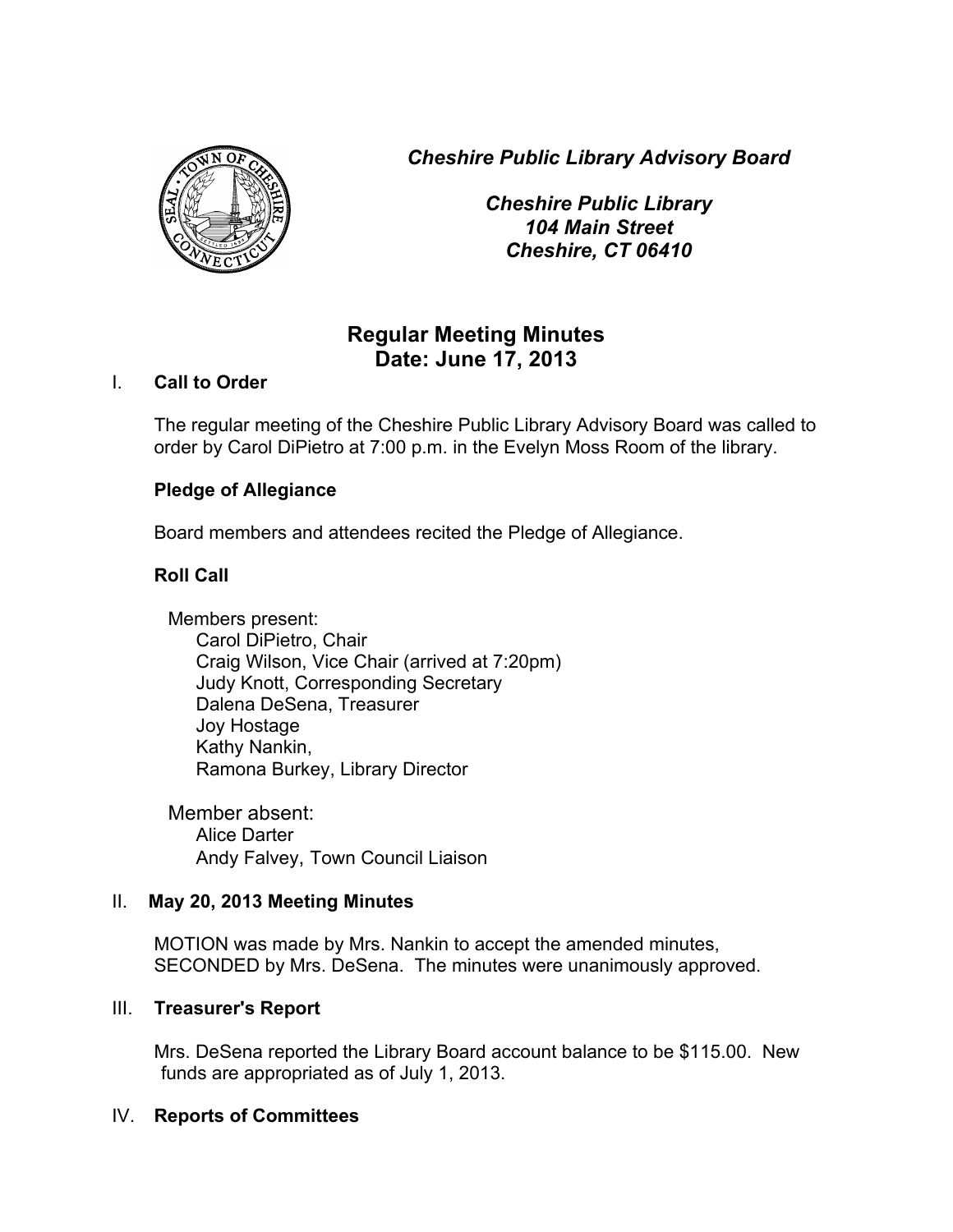*Cheshire Public Library Advisory Board*

*Cheshire Public Library*
*104 Main Street*
*Cheshire, CT 06410*

# Regular Meeting Minutes
## Date: June 17, 2013

I. **Call to Order**

The regular meeting of the Cheshire Public Library Advisory Board was called to order by Carol DiPietro at 7:00 p.m. in the Evelyn Moss Room of the library.

**Pledge of Allegiance**

Board members and attendees recited the Pledge of Allegiance.

**Roll Call**

Members present:
- Carol DiPietro, Chair
- Craig Wilson, Vice Chair (arrived at 7:20pm)
- Judy Knott, Corresponding Secretary
- Dalena DeSena, Treasurer
- Joy Hostage
- Kathy Nankin,
- Ramona Burkey, Library Director

Member absent:
- Alice Darter
- Andy Falvey, Town Council Liaison

II. **May 20, 2013 Meeting Minutes**

MOTION was made by Mrs. Nankin to accept the amended minutes, SECONDED by Mrs. DeSena. The minutes were unanimously approved.

III. **Treasurer's Report**

Mrs. DeSena reported the Library Board account balance to be $115.00. New funds are appropriated as of July 1, 2013.

IV. **Reports of Committees**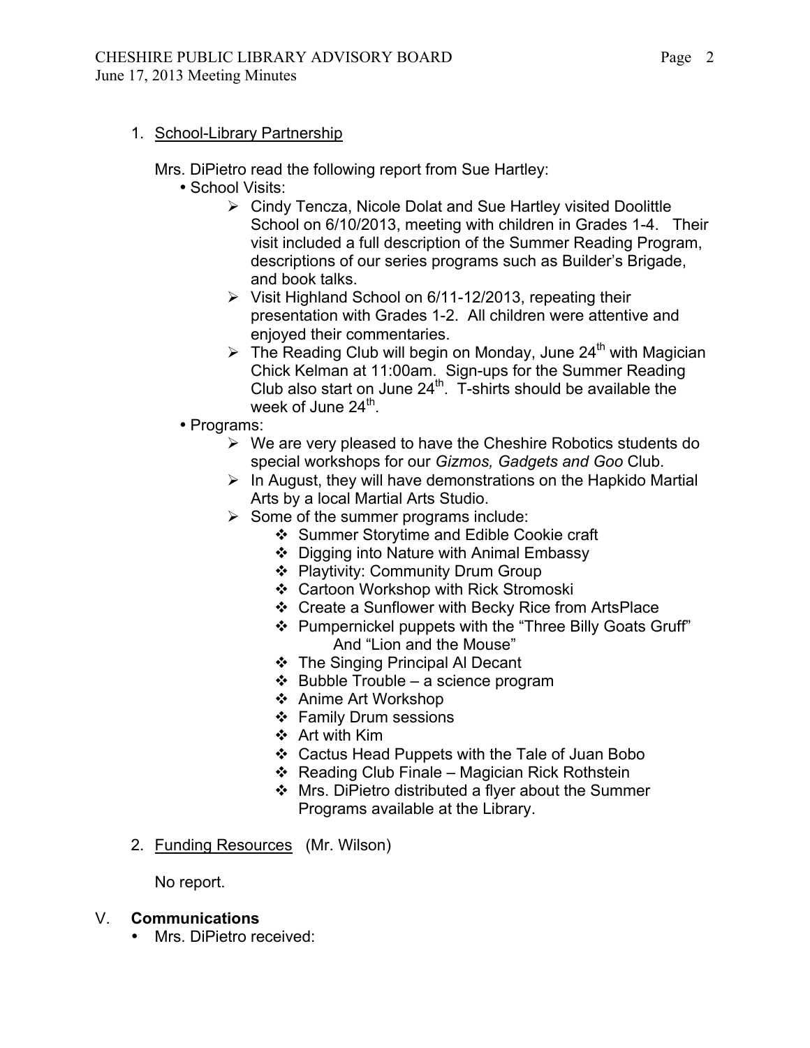1. <u>School-Library Partnership</u>

   Mrs. DiPietro read the following report from Sue Hartley:

   - School Visits:
     - Cindy Tencza, Nicole Dolat and Sue Hartley visited Doolittle School on 6/10/2013, meeting with children in Grades 1-4. Their visit included a full description of the Summer Reading Program, descriptions of our series programs such as Builder's Brigade, and book talks.
     - Visit Highland School on 6/11-12/2013, repeating their presentation with Grades 1-2. All children were attentive and enjoyed their commentaries.
     - The Reading Club will begin on Monday, June 24th with Magician Chick Kelman at 11:00am. Sign-ups for the Summer Reading Club also start on June 24th. T-shirts should be available the week of June 24th.
   - Programs:
     - We are very pleased to have the Cheshire Robotics students do special workshops for our *Gizmos, Gadgets and Goo* Club.
     - In August, they will have demonstrations on the Hapkido Martial Arts by a local Martial Arts Studio.
     - Some of the summer programs include:
       - Summer Storytime and Edible Cookie craft
       - Digging into Nature with Animal Embassy
       - Playtivity: Community Drum Group
       - Cartoon Workshop with Rick Stromoski
       - Create a Sunflower with Becky Rice from ArtsPlace
       - Pumpernickel puppets with the "Three Billy Goats Gruff" And "Lion and the Mouse"
       - The Singing Principal Al Decant
       - Bubble Trouble – a science program
       - Anime Art Workshop
       - Family Drum sessions
       - Art with Kim
       - Cactus Head Puppets with the Tale of Juan Bobo
       - Reading Club Finale – Magician Rick Rothstein
       - Mrs. DiPietro distributed a flyer about the Summer Programs available at the Library.

2. <u>Funding Resources</u> (Mr. Wilson)

   No report.

## V. **Communications**

- Mrs. DiPietro received: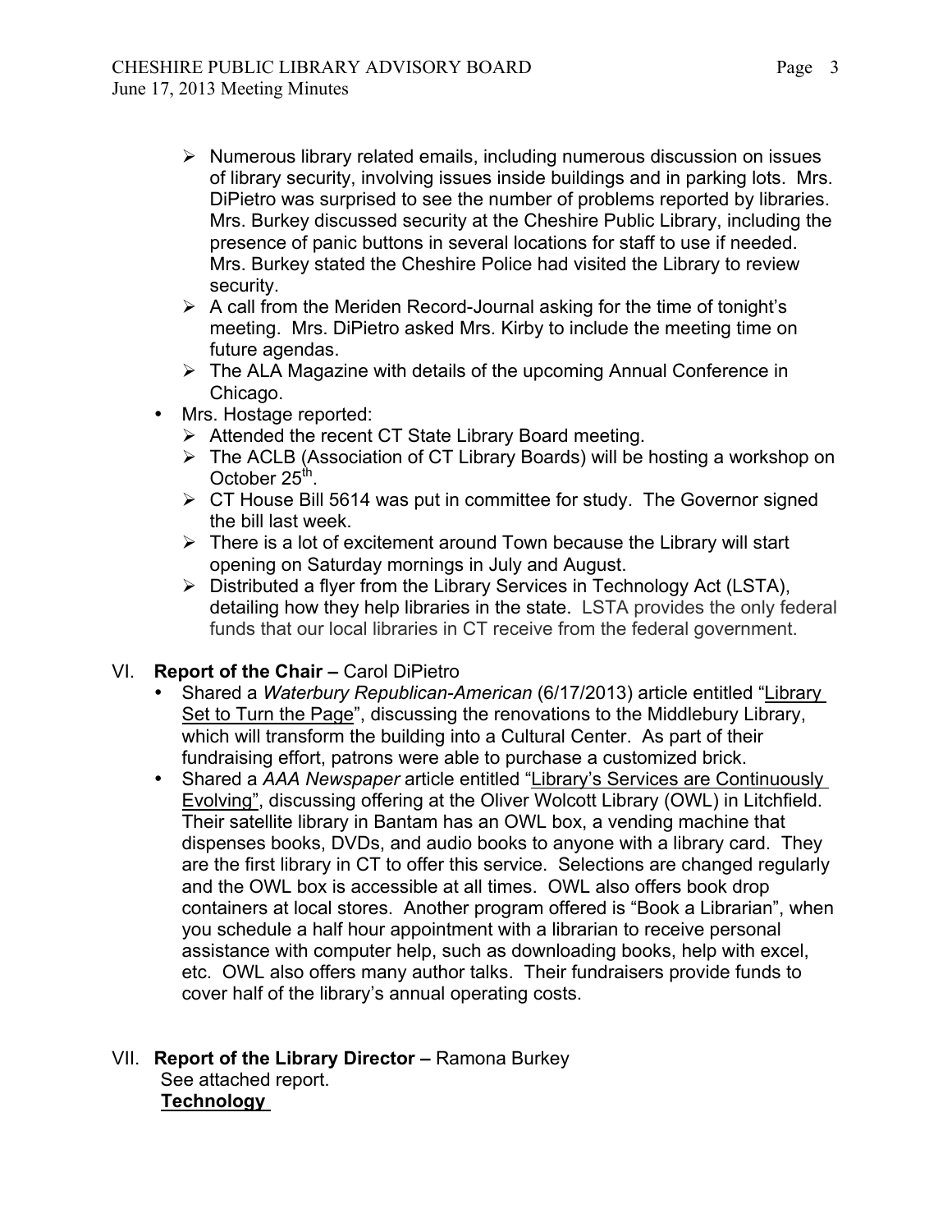- Numerous library related emails, including numerous discussion on issues of library security, involving issues inside buildings and in parking lots. Mrs. DiPietro was surprised to see the number of problems reported by libraries. Mrs. Burkey discussed security at the Cheshire Public Library, including the presence of panic buttons in several locations for staff to use if needed. Mrs. Burkey stated the Cheshire Police had visited the Library to review security.
- A call from the Meriden Record-Journal asking for the time of tonight's meeting. Mrs. DiPietro asked Mrs. Kirby to include the meeting time on future agendas.
- The ALA Magazine with details of the upcoming Annual Conference in Chicago.

- Mrs. Hostage reported:
  - Attended the recent CT State Library Board meeting.
  - The ACLB (Association of CT Library Boards) will be hosting a workshop on October 25th.
  - CT House Bill 5614 was put in committee for study. The Governor signed the bill last week.
  - There is a lot of excitement around Town because the Library will start opening on Saturday mornings in July and August.
  - Distributed a flyer from the Library Services in Technology Act (LSTA), detailing how they help libraries in the state. LSTA provides the only federal funds that our local libraries in CT receive from the federal government.

VI. **Report of the Chair –** Carol DiPietro

- Shared a *Waterbury Republican-American* (6/17/2013) article entitled "Library Set to Turn the Page", discussing the renovations to the Middlebury Library, which will transform the building into a Cultural Center. As part of their fundraising effort, patrons were able to purchase a customized brick.
- Shared a *AAA Newspaper* article entitled "Library's Services are Continuously Evolving", discussing offering at the Oliver Wolcott Library (OWL) in Litchfield. Their satellite library in Bantam has an OWL box, a vending machine that dispenses books, DVDs, and audio books to anyone with a library card. They are the first library in CT to offer this service. Selections are changed regularly and the OWL box is accessible at all times. OWL also offers book drop containers at local stores. Another program offered is "Book a Librarian", when you schedule a half hour appointment with a librarian to receive personal assistance with computer help, such as downloading books, help with excel, etc. OWL also offers many author talks. Their fundraisers provide funds to cover half of the library's annual operating costs.

VII. **Report of the Library Director –** Ramona Burkey

See attached report.

**Technology**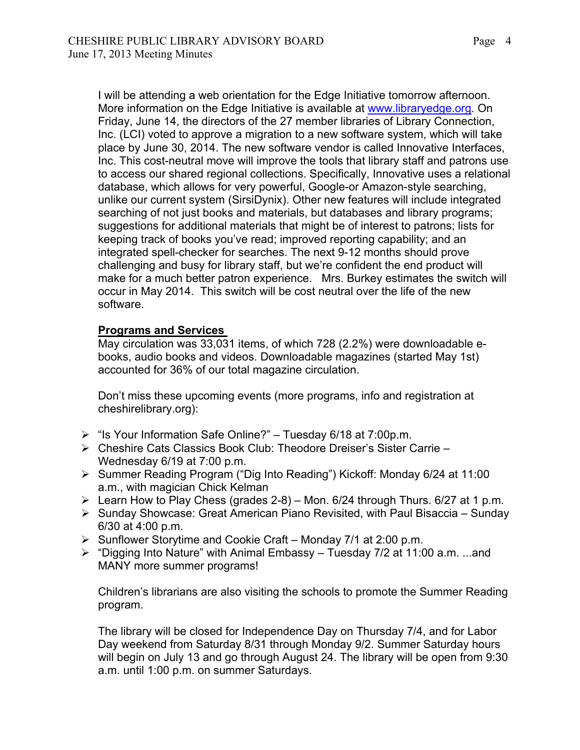I will be attending a web orientation for the Edge Initiative tomorrow afternoon. More information on the Edge Initiative is available at www.libraryedge.org. On Friday, June 14, the directors of the 27 member libraries of Library Connection, Inc. (LCI) voted to approve a migration to a new software system, which will take place by June 30, 2014. The new software vendor is called Innovative Interfaces, Inc. This cost-neutral move will improve the tools that library staff and patrons use to access our shared regional collections. Specifically, Innovative uses a relational database, which allows for very powerful, Google-or Amazon-style searching, unlike our current system (SirsiDynix). Other new features will include integrated searching of not just books and materials, but databases and library programs; suggestions for additional materials that might be of interest to patrons; lists for keeping track of books you've read; improved reporting capability; and an integrated spell-checker for searches. The next 9-12 months should prove challenging and busy for library staff, but we're confident the end product will make for a much better patron experience. Mrs. Burkey estimates the switch will occur in May 2014. This switch will be cost neutral over the life of the new software.

**Programs and Services**

May circulation was 33,031 items, of which 728 (2.2%) were downloadable e-books, audio books and videos. Downloadable magazines (started May 1st) accounted for 36% of our total magazine circulation.

Don't miss these upcoming events (more programs, info and registration at cheshirelibrary.org):

- "Is Your Information Safe Online?" – Tuesday 6/18 at 7:00p.m.
- Cheshire Cats Classics Book Club: Theodore Dreiser's Sister Carrie – Wednesday 6/19 at 7:00 p.m.
- Summer Reading Program ("Dig Into Reading") Kickoff: Monday 6/24 at 11:00 a.m., with magician Chick Kelman
- Learn How to Play Chess (grades 2-8) – Mon. 6/24 through Thurs. 6/27 at 1 p.m.
- Sunday Showcase: Great American Piano Revisited, with Paul Bisaccia – Sunday 6/30 at 4:00 p.m.
- Sunflower Storytime and Cookie Craft – Monday 7/1 at 2:00 p.m.
- "Digging Into Nature" with Animal Embassy – Tuesday 7/2 at 11:00 a.m. ...and MANY more summer programs!

Children's librarians are also visiting the schools to promote the Summer Reading program.

The library will be closed for Independence Day on Thursday 7/4, and for Labor Day weekend from Saturday 8/31 through Monday 9/2. Summer Saturday hours will begin on July 13 and go through August 24. The library will be open from 9:30 a.m. until 1:00 p.m. on summer Saturdays.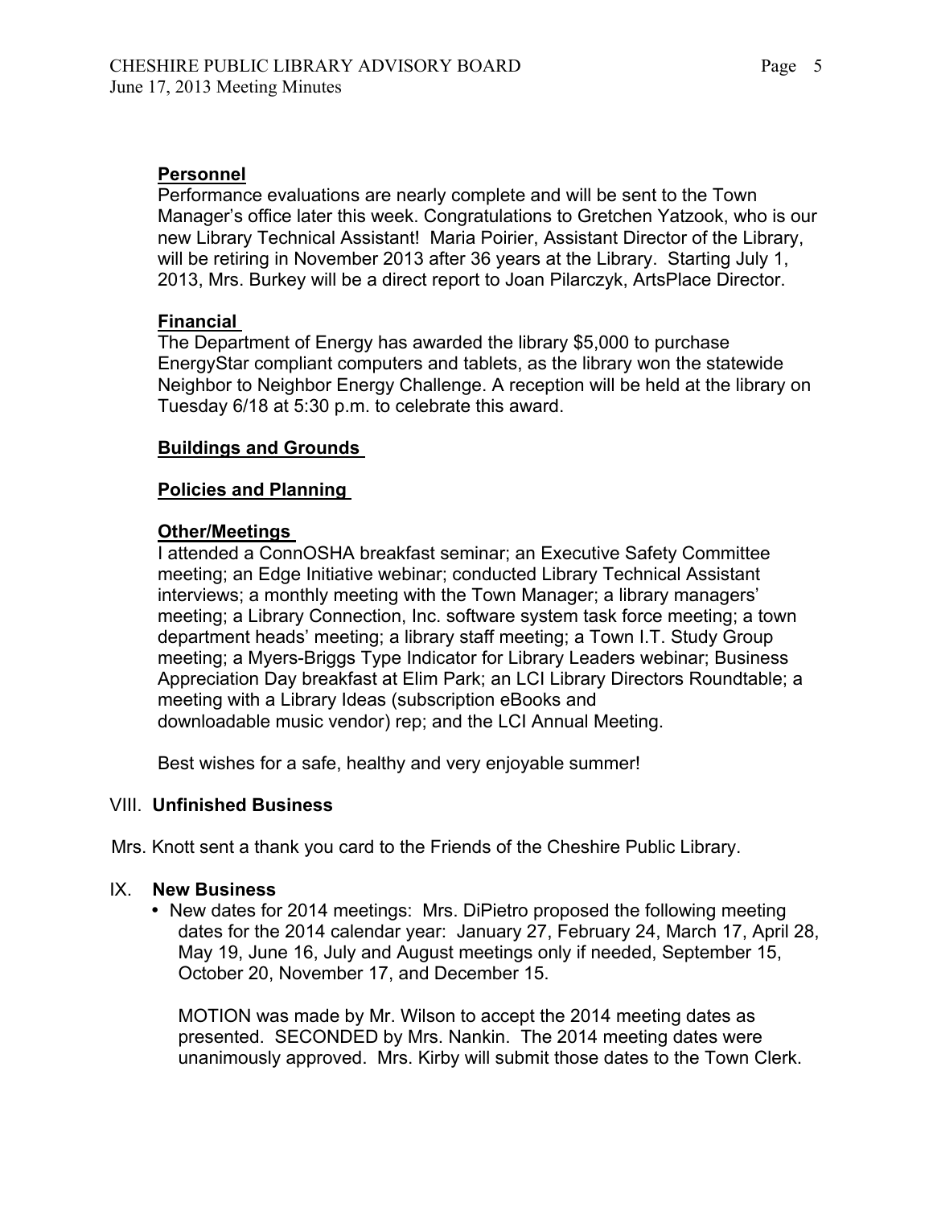**Personnel**

Performance evaluations are nearly complete and will be sent to the Town Manager's office later this week. Congratulations to Gretchen Yatzook, who is our new Library Technical Assistant! Maria Poirier, Assistant Director of the Library, will be retiring in November 2013 after 36 years at the Library. Starting July 1, 2013, Mrs. Burkey will be a direct report to Joan Pilarczyk, ArtsPlace Director.

**Financial**

The Department of Energy has awarded the library $5,000 to purchase EnergyStar compliant computers and tablets, as the library won the statewide Neighbor to Neighbor Energy Challenge. A reception will be held at the library on Tuesday 6/18 at 5:30 p.m. to celebrate this award.

**Buildings and Grounds**

**Policies and Planning**

**Other/Meetings**

I attended a ConnOSHA breakfast seminar; an Executive Safety Committee meeting; an Edge Initiative webinar; conducted Library Technical Assistant interviews; a monthly meeting with the Town Manager; a library managers' meeting; a Library Connection, Inc. software system task force meeting; a town department heads' meeting; a library staff meeting; a Town I.T. Study Group meeting; a Myers-Briggs Type Indicator for Library Leaders webinar; Business Appreciation Day breakfast at Elim Park; an LCI Library Directors Roundtable; a meeting with a Library Ideas (subscription eBooks and downloadable music vendor) rep; and the LCI Annual Meeting.

Best wishes for a safe, healthy and very enjoyable summer!

## VIII. Unfinished Business

Mrs. Knott sent a thank you card to the Friends of the Cheshire Public Library.

## IX. New Business

- New dates for 2014 meetings: Mrs. DiPietro proposed the following meeting dates for the 2014 calendar year: January 27, February 24, March 17, April 28, May 19, June 16, July and August meetings only if needed, September 15, October 20, November 17, and December 15.

  MOTION was made by Mr. Wilson to accept the 2014 meeting dates as presented. SECONDED by Mrs. Nankin. The 2014 meeting dates were unanimously approved. Mrs. Kirby will submit those dates to the Town Clerk.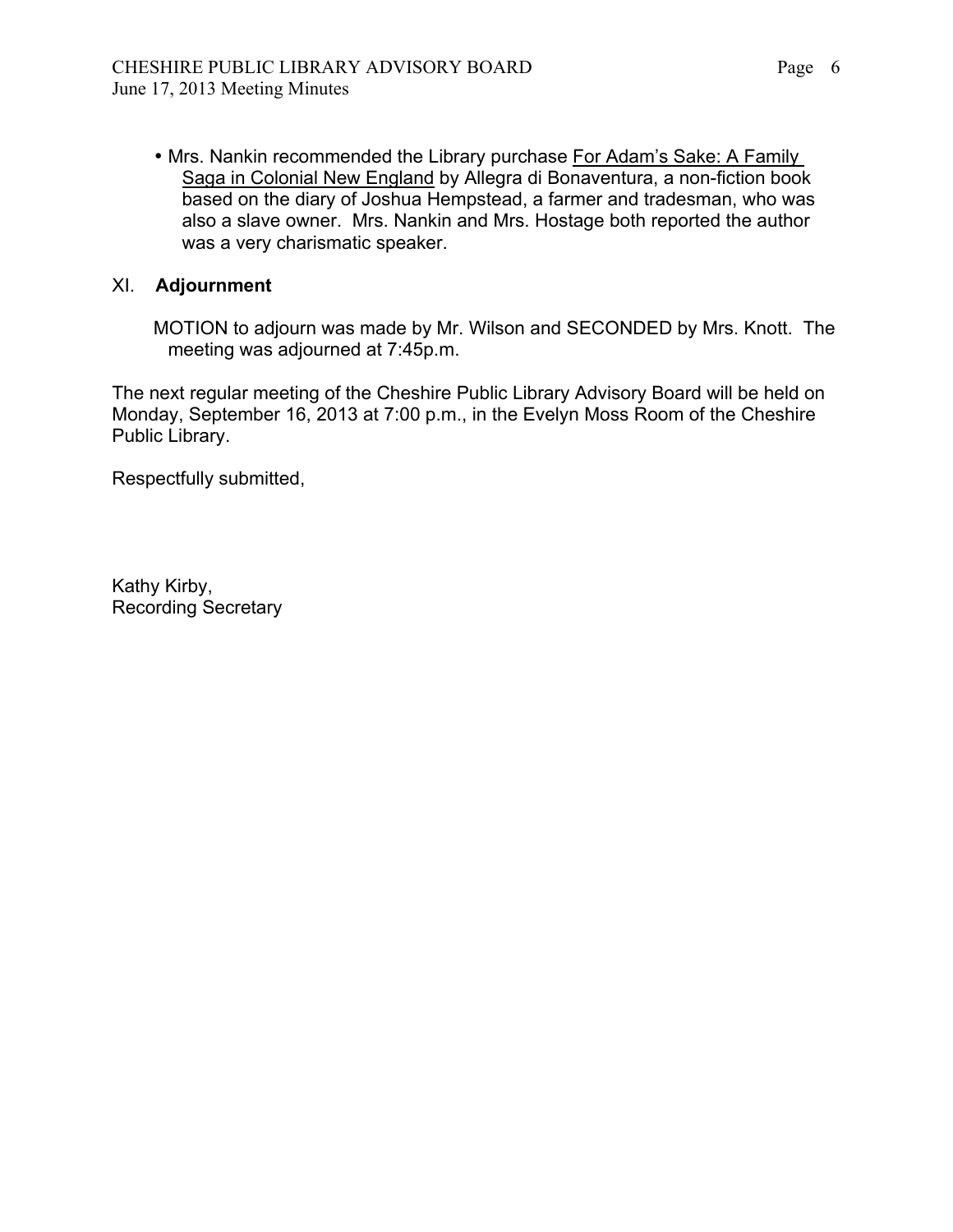- Mrs. Nankin recommended the Library purchase <u>For Adam's Sake: A Family Saga in Colonial New England</u> by Allegra di Bonaventura, a non-fiction book based on the diary of Joshua Hempstead, a farmer and tradesman, who was also a slave owner. Mrs. Nankin and Mrs. Hostage both reported the author was a very charismatic speaker.

## XI. **Adjournment**

MOTION to adjourn was made by Mr. Wilson and SECONDED by Mrs. Knott. The meeting was adjourned at 7:45p.m.

The next regular meeting of the Cheshire Public Library Advisory Board will be held on Monday, September 16, 2013 at 7:00 p.m., in the Evelyn Moss Room of the Cheshire Public Library.

Respectfully submitted,

Kathy Kirby,
Recording Secretary